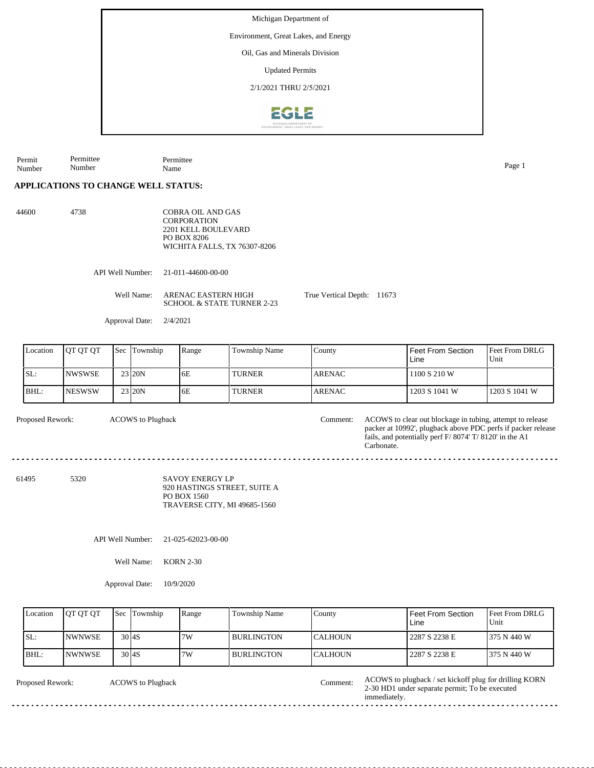Michigan Department of

Environment, Great Lakes, and Energy

Oil, Gas and Minerals Division

Updated Permits

2/1/2021 THRU 2/5/2021

| Permit Number | Permittee Number | Permittee Name |
|---|---|---|

## APPLICATIONS TO CHANGE WELL STATUS:

44600 4738

COBRA OIL AND GAS CORPORATION
2201 KELL BOULEVARD
PO BOX 8206
WICHITA FALLS, TX 76307-8206

API Well Number: 21-011-44600-00-00

Well Name: ARENAC EASTERN HIGH SCHOOL & STATE TURNER 2-23

True Vertical Depth: 11673

Approval Date: 2/4/2021

| Location | QT QT QT | Sec | Township | Range | Township Name | County | Feet From Section Line | Feet From DRLG Unit |
|---|---|---|---|---|---|---|---|---|
| SL: | NWSWSE | 23 | 20N | 6E | TURNER | ARENAC | 1100 S 210 W | |
| BHL: | NESWSW | 23 | 20N | 6E | TURNER | ARENAC | 1203 S 1041 W | 1203 S 1041 W |

Proposed Rework: ACOWS to Plugback

Comment: ACOWS to clear out blockage in tubing, attempt to release packer at 10992', plugback above PDC perfs if packer release fails, and potentially perf F/ 8074' T/ 8120' in the A1 Carbonate.

---

61495 5320

SAVOY ENERGY LP
920 HASTINGS STREET, SUITE A
PO BOX 1560
TRAVERSE CITY, MI 49685-1560

API Well Number: 21-025-62023-00-00

Well Name: KORN 2-30

Approval Date: 10/9/2020

| Location | QT QT QT | Sec | Township | Range | Township Name | County | Feet From Section Line | Feet From DRLG Unit |
|---|---|---|---|---|---|---|---|---|
| SL: | NWNWSE | 30 | 4S | 7W | BURLINGTON | CALHOUN | 2287 S 2238 E | 375 N 440 W |
| BHL: | NWNWSE | 30 | 4S | 7W | BURLINGTON | CALHOUN | 2287 S 2238 E | 375 N 440 W |

Proposed Rework: ACOWS to Plugback

Comment: ACOWS to plugback / set kickoff plug for drilling KORN 2-30 HD1 under separate permit; To be executed immediately.

---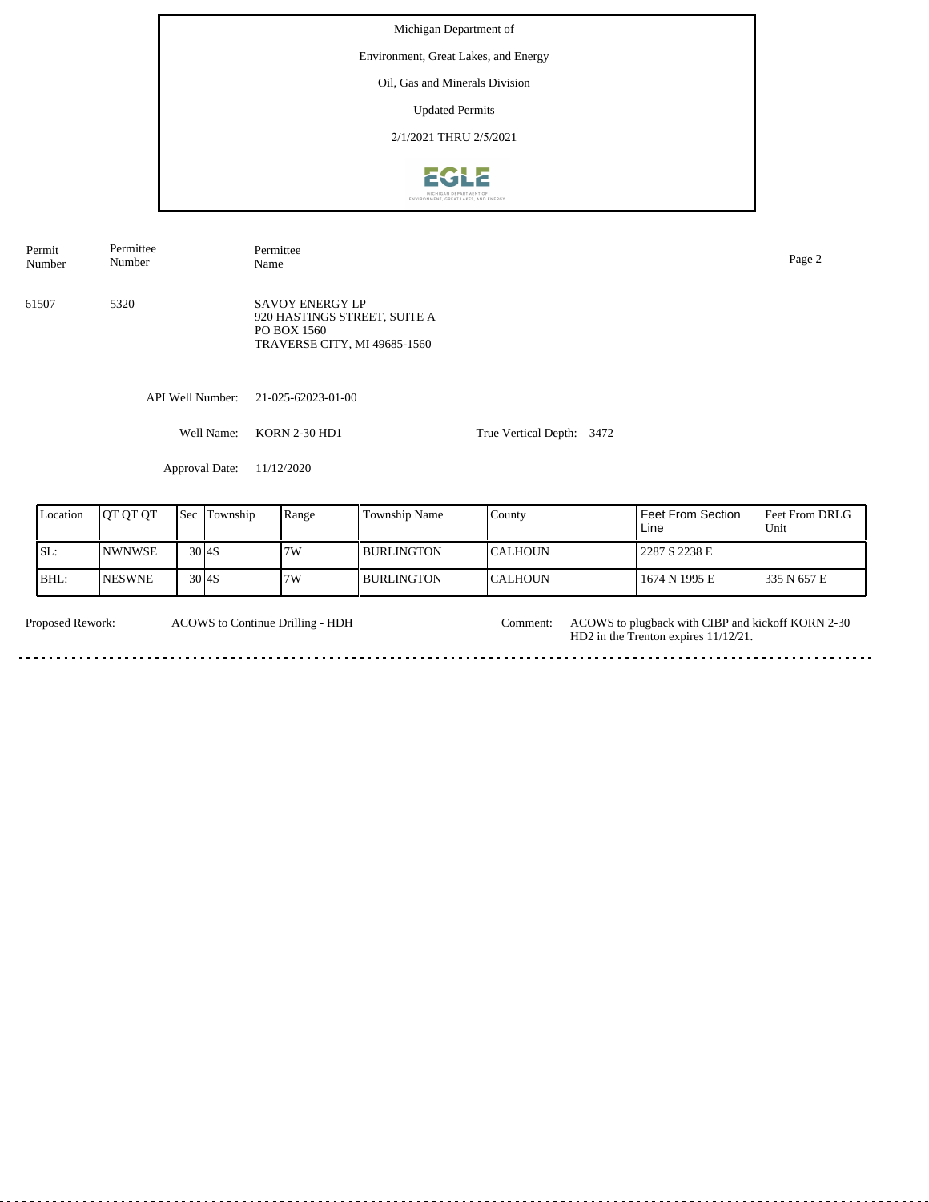Michigan Department of

Environment, Great Lakes, and Energy

Oil, Gas and Minerals Division

Updated Permits

2/1/2021 THRU 2/5/2021

| Permit Number | Permittee Number | Permittee Name |
|---|---|---|
| 61507 | 5320 | SAVOY ENERGY LP<br>920 HASTINGS STREET, SUITE A<br>PO BOX 1560<br>TRAVERSE CITY, MI 49685-1560 |

API Well Number: 21-025-62023-01-00

Well Name: KORN 2-30 HD1

True Vertical Depth: 3472

Approval Date: 11/12/2020

| Location | QT QT QT | Sec | Township | Range | Township Name | County | Feet From Section Line | Feet From DRLG Unit |
|---|---|---|---|---|---|---|---|---|
| SL: | NWNWSE | 30 | 4S | 7W | BURLINGTON | CALHOUN | 2287 S 2238 E | |
| BHL: | NESWNE | 30 | 4S | 7W | BURLINGTON | CALHOUN | 1674 N 1995 E | 335 N 657 E |

Proposed Rework: ACOWS to Continue Drilling - HDH

Comment: ACOWS to plugback with CIBP and kickoff KORN 2-30 HD2 in the Trenton expires 11/12/21.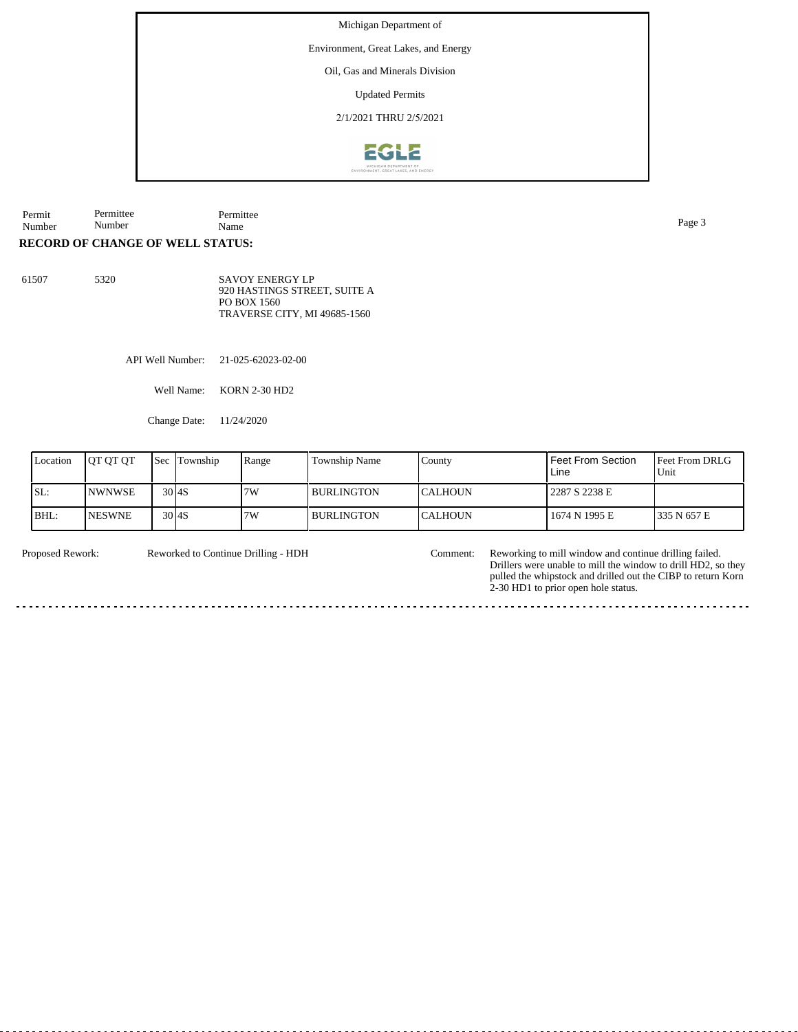Michigan Department of

Environment, Great Lakes, and Energy

Oil, Gas and Minerals Division

Updated Permits

2/1/2021 THRU 2/5/2021

| Permit Number | Permittee Number | Permittee Name |
|---|---|---|

**RECORD OF CHANGE OF WELL STATUS:**

61507 5320 SAVOY ENERGY LP
920 HASTINGS STREET, SUITE A
PO BOX 1560
TRAVERSE CITY, MI 49685-1560

API Well Number: 21-025-62023-02-00

Well Name: KORN 2-30 HD2

Change Date: 11/24/2020

| Location | QT QT QT | Sec | Township | Range | Township Name | County | Feet From Section Line | Feet From DRLG Unit |
|---|---|---|---|---|---|---|---|---|
| SL: | NWNWSE | 30 | 4S | 7W | BURLINGTON | CALHOUN | 2287 S 2238 E | |
| BHL: | NESWNE | 30 | 4S | 7W | BURLINGTON | CALHOUN | 1674 N 1995 E | 335 N 657 E |

Proposed Rework: Reworked to Continue Drilling - HDH

Comment: Reworking to mill window and continue drilling failed. Drillers were unable to mill the window to drill HD2, so they pulled the whipstock and drilled out the CIBP to return Korn 2-30 HD1 to prior open hole status.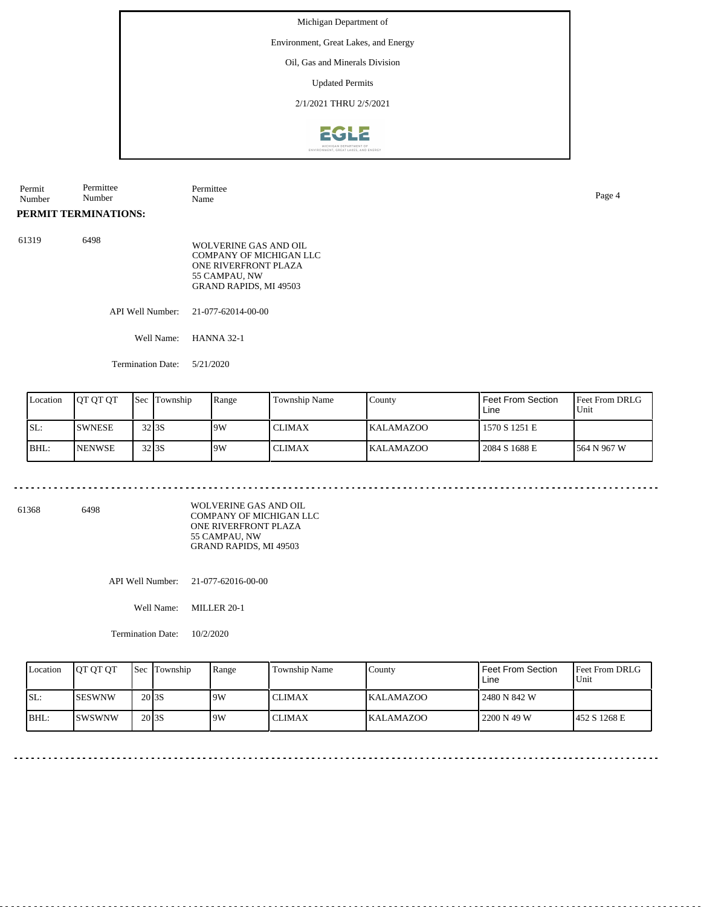Michigan Department of

Environment, Great Lakes, and Energy

Oil, Gas and Minerals Division

Updated Permits

2/1/2021 THRU 2/5/2021

| Permit Number | Permittee Number | Permittee Name |
|---|---|---|

**PERMIT TERMINATIONS:**

61319 &nbsp;&nbsp; 6498

WOLVERINE GAS AND OIL COMPANY OF MICHIGAN LLC
ONE RIVERFRONT PLAZA
55 CAMPAU, NW
GRAND RAPIDS, MI 49503

API Well Number: 21-077-62014-00-00

Well Name: HANNA 32-1

Termination Date: 5/21/2020

| Location | QT QT QT | Sec | Township | Range | Township Name | County | Feet From Section Line | Feet From DRLG Unit |
|---|---|---|---|---|---|---|---|---|
| SL: | SWNESE | 32 | 3S | 9W | CLIMAX | KALAMAZOO | 1570 S 1251 E | |
| BHL: | NENWSE | 32 | 3S | 9W | CLIMAX | KALAMAZOO | 2084 S 1688 E | 564 N 967 W |

---

61368 &nbsp;&nbsp; 6498

WOLVERINE GAS AND OIL COMPANY OF MICHIGAN LLC
ONE RIVERFRONT PLAZA
55 CAMPAU, NW
GRAND RAPIDS, MI 49503

API Well Number: 21-077-62016-00-00

Well Name: MILLER 20-1

Termination Date: 10/2/2020

| Location | QT QT QT | Sec | Township | Range | Township Name | County | Feet From Section Line | Feet From DRLG Unit |
|---|---|---|---|---|---|---|---|---|
| SL: | SESWNW | 20 | 3S | 9W | CLIMAX | KALAMAZOO | 2480 N 842 W | |
| BHL: | SWSWNW | 20 | 3S | 9W | CLIMAX | KALAMAZOO | 2200 N 49 W | 452 S 1268 E |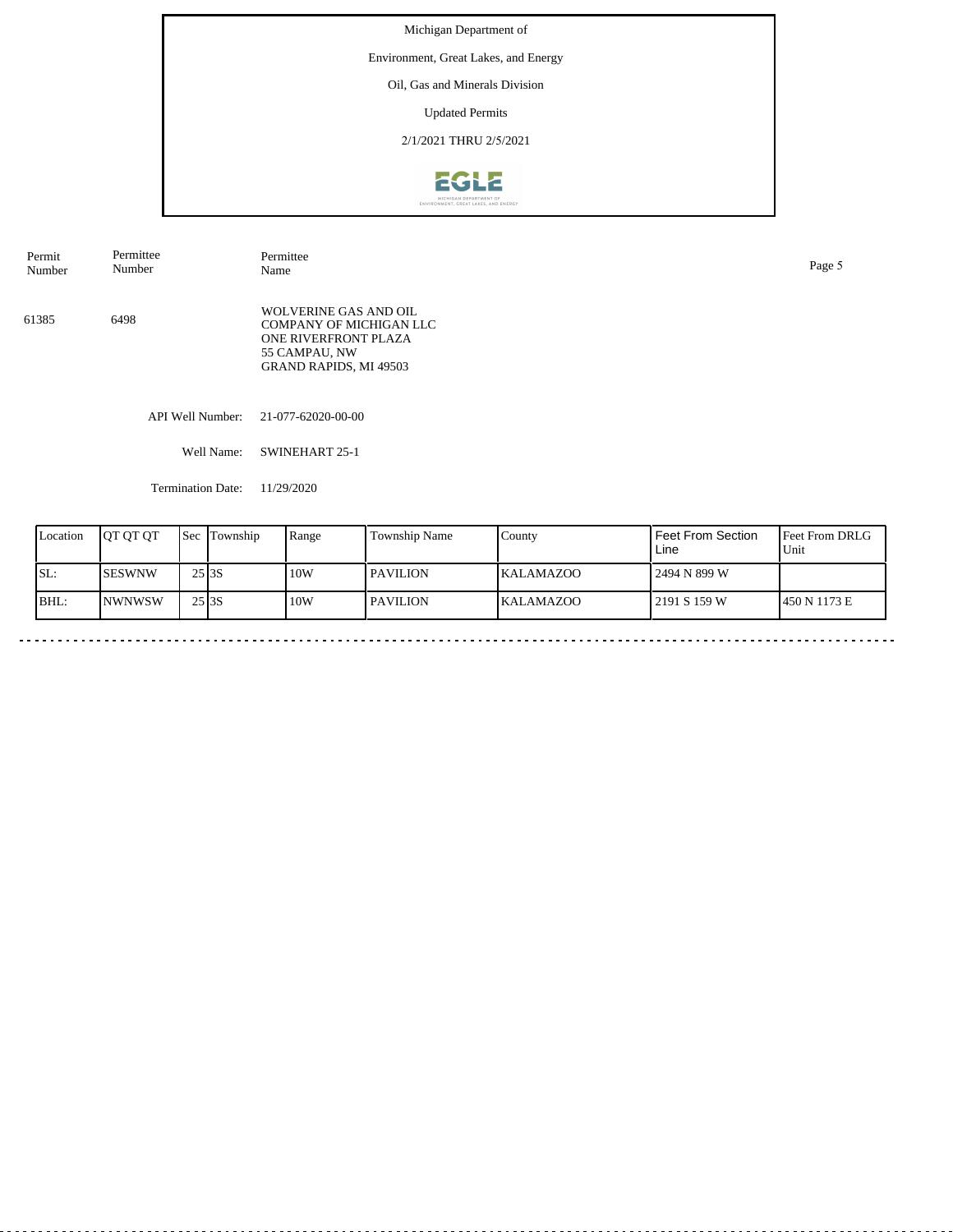Michigan Department of

Environment, Great Lakes, and Energy

Oil, Gas and Minerals Division

Updated Permits

2/1/2021 THRU 2/5/2021

| Permit Number | Permittee Number | Permittee Name |
|---|---|---|
| 61385 | 6498 | WOLVERINE GAS AND OIL COMPANY OF MICHIGAN LLC<br>ONE RIVERFRONT PLAZA<br>55 CAMPAU, NW<br>GRAND RAPIDS, MI 49503 |

API Well Number: 21-077-62020-00-00

Well Name: SWINEHART 25-1

Termination Date: 11/29/2020

| Location | QT QT QT | Sec | Township | Range | Township Name | County | Feet From Section Line | Feet From DRLG Unit |
|---|---|---|---|---|---|---|---|---|
| SL: | SESWNW | 25 | 3S | 10W | PAVILION | KALAMAZOO | 2494 N 899 W | |
| BHL: | NWNWSW | 25 | 3S | 10W | PAVILION | KALAMAZOO | 2191 S 159 W | 450 N 1173 E |